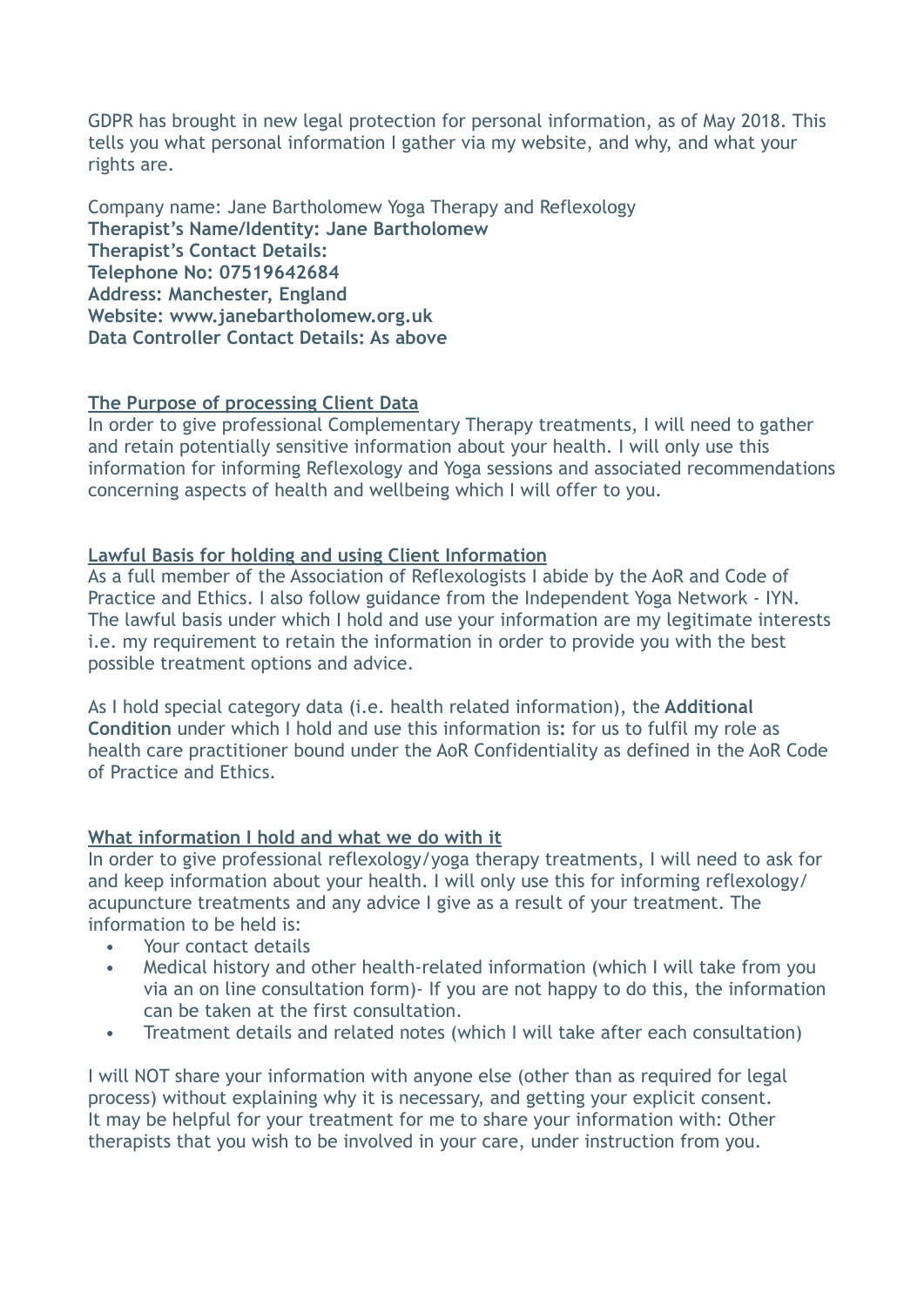GDPR has brought in new legal protection for personal information, as of May 2018. This tells you what personal information I gather via my website, and why, and what your rights are.

Company name: Jane Bartholomew Yoga Therapy and Reflexology
**Therapist's Name/Identity: Jane Bartholomew**
**Therapist's Contact Details:**
**Telephone No: 07519642684**
**Address: Manchester, England**
**Website: www.janebartholomew.org.uk**
**Data Controller Contact Details: As above**

## The Purpose of processing Client Data

In order to give professional Complementary Therapy treatments, I will need to gather and retain potentially sensitive information about your health. I will only use this information for informing Reflexology and Yoga sessions and associated recommendations concerning aspects of health and wellbeing which I will offer to you.

## Lawful Basis for holding and using Client Information

As a full member of the Association of Reflexologists I abide by the AoR and Code of Practice and Ethics. I also follow guidance from the Independent Yoga Network - IYN. The lawful basis under which I hold and use your information are my legitimate interests i.e. my requirement to retain the information in order to provide you with the best possible treatment options and advice.

As I hold special category data (i.e. health related information), the **Additional Condition** under which I hold and use this information is**:** for us to fulfil my role as health care practitioner bound under the AoR Confidentiality as defined in the AoR Code of Practice and Ethics.

## What information I hold and what we do with it

In order to give professional reflexology/yoga therapy treatments, I will need to ask for and keep information about your health. I will only use this for informing reflexology/ acupuncture treatments and any advice I give as a result of your treatment. The information to be held is:

- Your contact details
- Medical history and other health-related information (which I will take from you via an on line consultation form)- If you are not happy to do this, the information can be taken at the first consultation.
- Treatment details and related notes (which I will take after each consultation)

I will NOT share your information with anyone else (other than as required for legal process) without explaining why it is necessary, and getting your explicit consent. It may be helpful for your treatment for me to share your information with: Other therapists that you wish to be involved in your care, under instruction from you.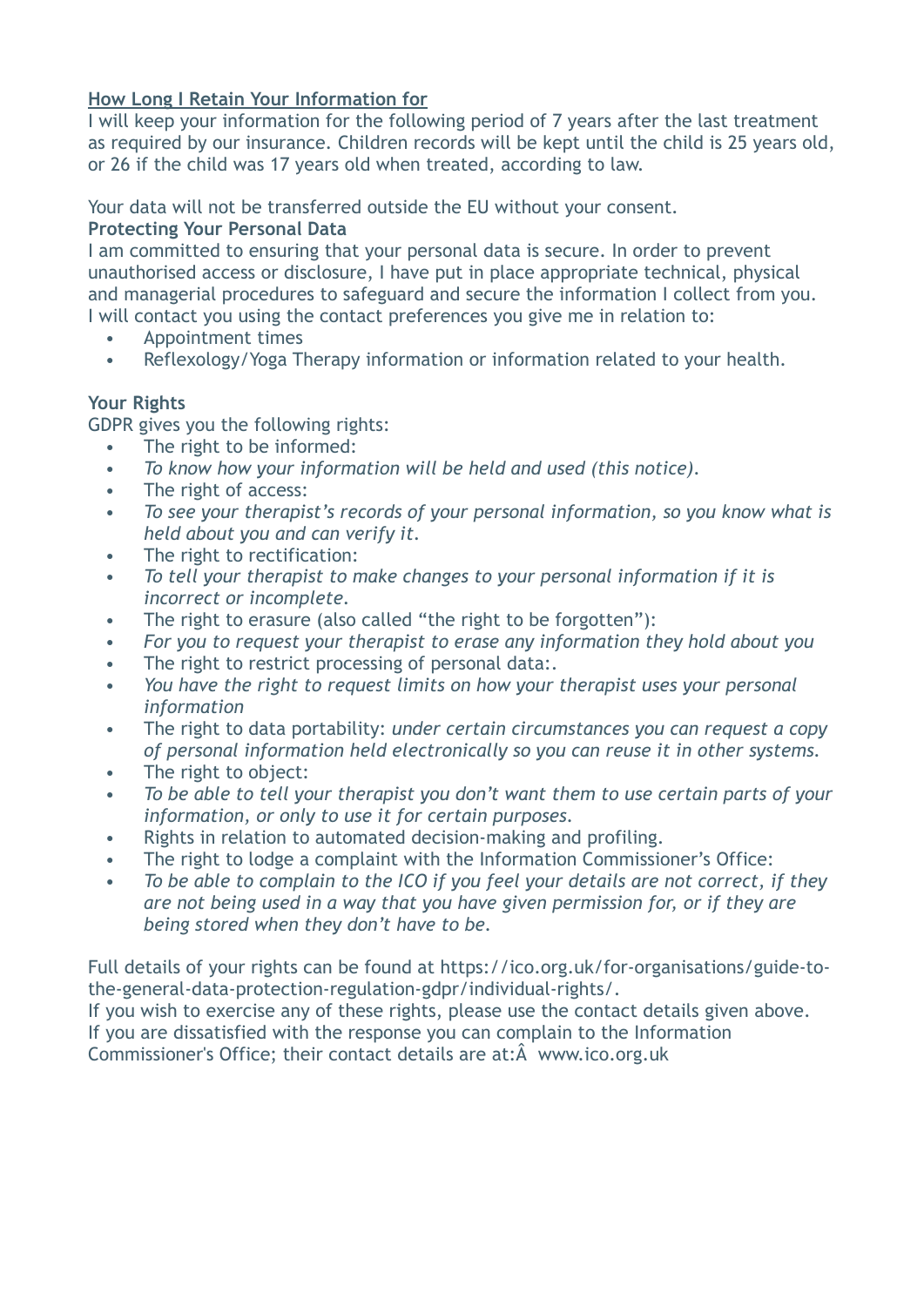**<u>How Long I Retain Your Information for</u>**

I will keep your information for the following period of 7 years after the last treatment as required by our insurance. Children records will be kept until the child is 25 years old, or 26 if the child was 17 years old when treated, according to law.

Your data will not be transferred outside the EU without your consent.

**Protecting Your Personal Data**

I am committed to ensuring that your personal data is secure. In order to prevent unauthorised access or disclosure, I have put in place appropriate technical, physical and managerial procedures to safeguard and secure the information I collect from you. I will contact you using the contact preferences you give me in relation to:

- Appointment times
- Reflexology/Yoga Therapy information or information related to your health.

**Your Rights**

GDPR gives you the following rights:

- The right to be informed:
- *To know how your information will be held and used (this notice).*
- The right of access:
- *To see your therapist's records of your personal information, so you know what is held about you and can verify it.*
- The right to rectification:
- *To tell your therapist to make changes to your personal information if it is incorrect or incomplete.*
- The right to erasure (also called "the right to be forgotten"):
- *For you to request your therapist to erase any information they hold about you*
- The right to restrict processing of personal data:.
- *You have the right to request limits on how your therapist uses your personal information*
- The right to data portability: *under certain circumstances you can request a copy of personal information held electronically so you can reuse it in other systems.*
- The right to object:
- *To be able to tell your therapist you don't want them to use certain parts of your information, or only to use it for certain purposes.*
- Rights in relation to automated decision-making and profiling.
- The right to lodge a complaint with the Information Commissioner's Office:
- *To be able to complain to the ICO if you feel your details are not correct, if they are not being used in a way that you have given permission for, or if they are being stored when they don't have to be.*

Full details of your rights can be found at https://ico.org.uk/for-organisations/guide-to-the-general-data-protection-regulation-gdpr/individual-rights/.

If you wish to exercise any of these rights, please use the contact details given above. If you are dissatisfied with the response you can complain to the Information Commissioner's Office; their contact details are at:Â  www.ico.org.uk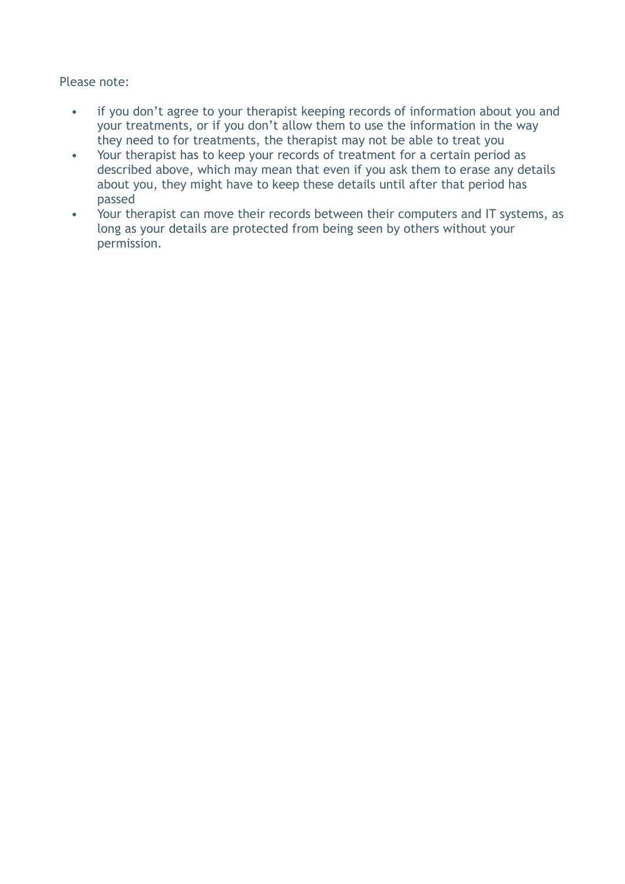Please note:

- if you don’t agree to your therapist keeping records of information about you and your treatments, or if you don’t allow them to use the information in the way they need to for treatments, the therapist may not be able to treat you
- Your therapist has to keep your records of treatment for a certain period as described above, which may mean that even if you ask them to erase any details about you, they might have to keep these details until after that period has passed
- Your therapist can move their records between their computers and IT systems, as long as your details are protected from being seen by others without your permission.